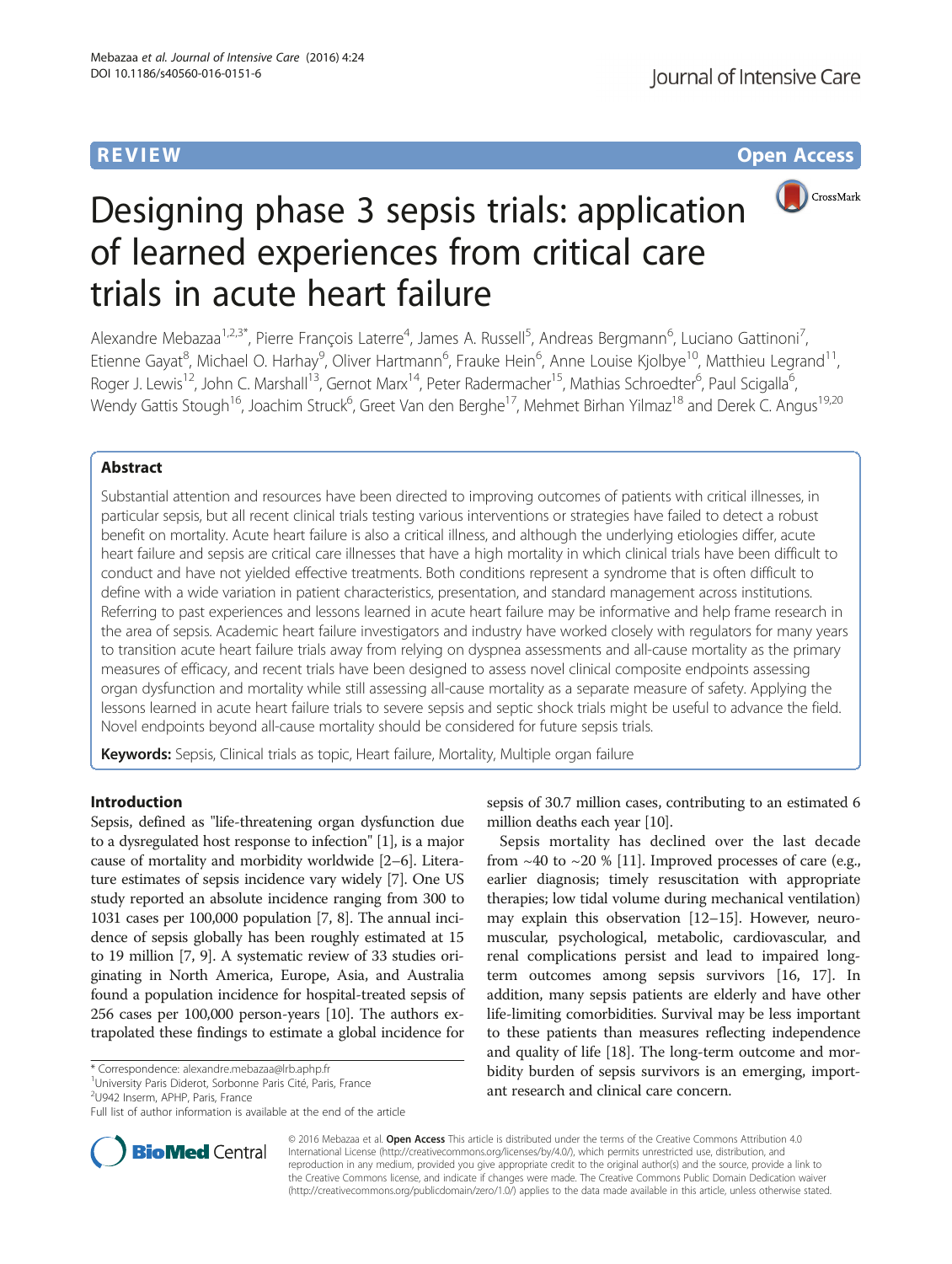REVIEW

Open Access

# Designing phase 3 sepsis trials: application of learned experiences from critical care trials in acute heart failure

Alexandre Mebazaa[1,2,3*], Pierre François Laterre[4], James A. Russell[5], Andreas Bergmann[6], Luciano Gattinoni[7], Etienne Gayat[8], Michael O. Harhay[9], Oliver Hartmann[6], Frauke Hein[6], Anne Louise Kjolbye[10], Matthieu Legrand[11], Roger J. Lewis[12], John C. Marshall[13], Gernot Marx[14], Peter Radermacher[15], Mathias Schroedter[6], Paul Scigalla[6], Wendy Gattis Stough[16], Joachim Struck[6], Greet Van den Berghe[17], Mehmet Birhan Yilmaz[18] and Derek C. Angus[19,20]

## Abstract

Substantial attention and resources have been directed to improving outcomes of patients with critical illnesses, in particular sepsis, but all recent clinical trials testing various interventions or strategies have failed to detect a robust benefit on mortality. Acute heart failure is also a critical illness, and although the underlying etiologies differ, acute heart failure and sepsis are critical care illnesses that have a high mortality in which clinical trials have been difficult to conduct and have not yielded effective treatments. Both conditions represent a syndrome that is often difficult to define with a wide variation in patient characteristics, presentation, and standard management across institutions. Referring to past experiences and lessons learned in acute heart failure may be informative and help frame research in the area of sepsis. Academic heart failure investigators and industry have worked closely with regulators for many years to transition acute heart failure trials away from relying on dyspnea assessments and all-cause mortality as the primary measures of efficacy, and recent trials have been designed to assess novel clinical composite endpoints assessing organ dysfunction and mortality while still assessing all-cause mortality as a separate measure of safety. Applying the lessons learned in acute heart failure trials to severe sepsis and septic shock trials might be useful to advance the field. Novel endpoints beyond all-cause mortality should be considered for future sepsis trials.

**Keywords:** Sepsis, Clinical trials as topic, Heart failure, Mortality, Multiple organ failure

## Introduction

Sepsis, defined as "life-threatening organ dysfunction due to a dysregulated host response to infection" [1], is a major cause of mortality and morbidity worldwide [2–6]. Literature estimates of sepsis incidence vary widely [7]. One US study reported an absolute incidence ranging from 300 to 1031 cases per 100,000 population [7, 8]. The annual incidence of sepsis globally has been roughly estimated at 15 to 19 million [7, 9]. A systematic review of 33 studies originating in North America, Europe, Asia, and Australia found a population incidence for hospital-treated sepsis of 256 cases per 100,000 person-years [10]. The authors extrapolated these findings to estimate a global incidence for sepsis of 30.7 million cases, contributing to an estimated 6 million deaths each year [10].

Sepsis mortality has declined over the last decade from ~40 to ~20 % [11]. Improved processes of care (e.g., earlier diagnosis; timely resuscitation with appropriate therapies; low tidal volume during mechanical ventilation) may explain this observation [12–15]. However, neuromuscular, psychological, metabolic, cardiovascular, and renal complications persist and lead to impaired long-term outcomes among sepsis survivors [16, 17]. In addition, many sepsis patients are elderly and have other life-limiting comorbidities. Survival may be less important to these patients than measures reflecting independence and quality of life [18]. The long-term outcome and morbidity burden of sepsis survivors is an emerging, important research and clinical care concern.

\* Correspondence: alexandre.mebazaa@lrb.aphp.fr
[1]University Paris Diderot, Sorbonne Paris Cité, Paris, France
[2]U942 Inserm, APHP, Paris, France
Full list of author information is available at the end of the article

© 2016 Mebazaa et al. **Open Access** This article is distributed under the terms of the Creative Commons Attribution 4.0 International License (http://creativecommons.org/licenses/by/4.0/), which permits unrestricted use, distribution, and reproduction in any medium, provided you give appropriate credit to the original author(s) and the source, provide a link to the Creative Commons license, and indicate if changes were made. The Creative Commons Public Domain Dedication waiver (http://creativecommons.org/publicdomain/zero/1.0/) applies to the data made available in this article, unless otherwise stated.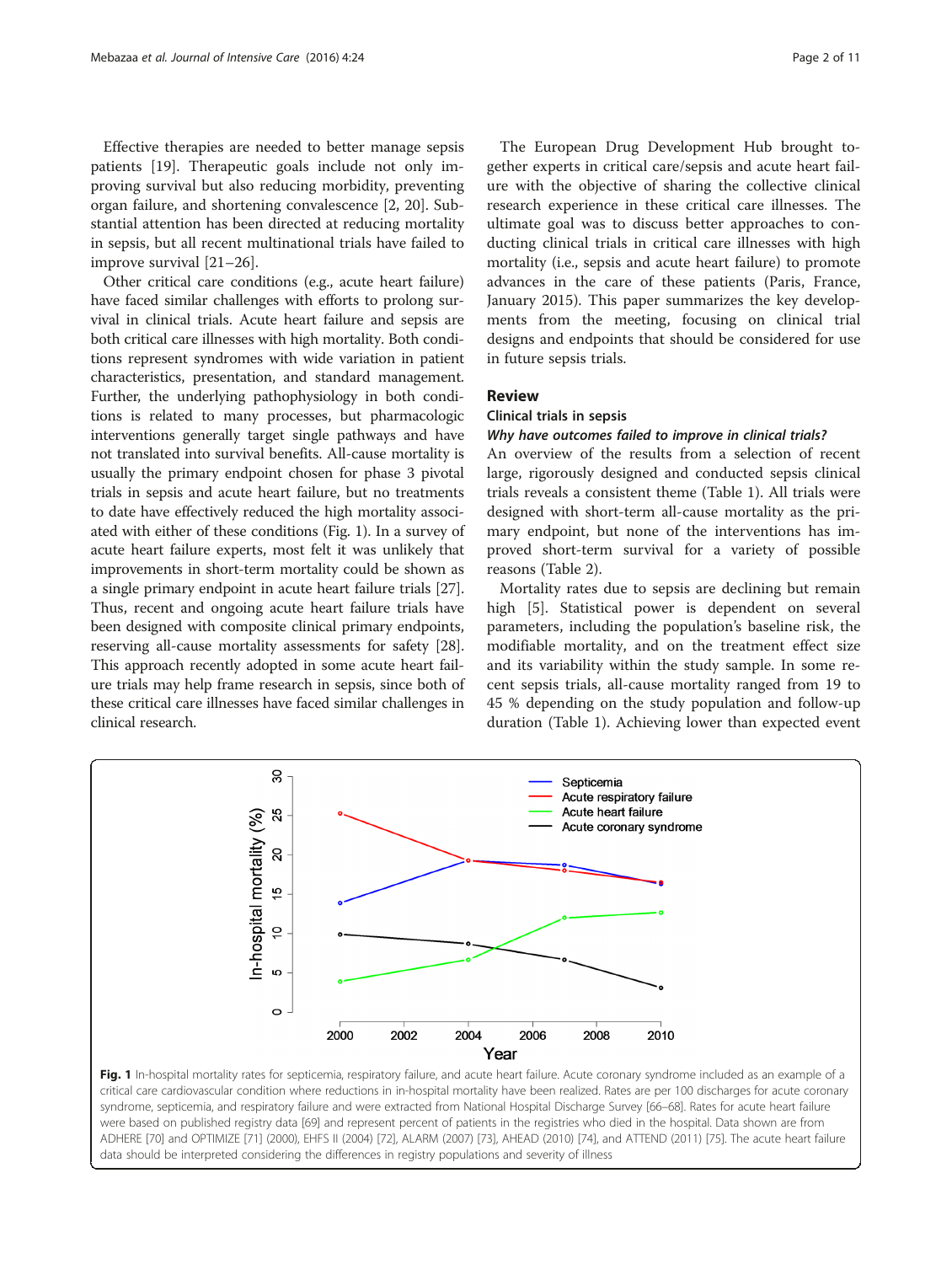Effective therapies are needed to better manage sepsis patients [19]. Therapeutic goals include not only improving survival but also reducing morbidity, preventing organ failure, and shortening convalescence [2, 20]. Substantial attention has been directed at reducing mortality in sepsis, but all recent multinational trials have failed to improve survival [21–26].

Other critical care conditions (e.g., acute heart failure) have faced similar challenges with efforts to prolong survival in clinical trials. Acute heart failure and sepsis are both critical care illnesses with high mortality. Both conditions represent syndromes with wide variation in patient characteristics, presentation, and standard management. Further, the underlying pathophysiology in both conditions is related to many processes, but pharmacologic interventions generally target single pathways and have not translated into survival benefits. All-cause mortality is usually the primary endpoint chosen for phase 3 pivotal trials in sepsis and acute heart failure, but no treatments to date have effectively reduced the high mortality associated with either of these conditions (Fig. 1). In a survey of acute heart failure experts, most felt it was unlikely that improvements in short-term mortality could be shown as a single primary endpoint in acute heart failure trials [27]. Thus, recent and ongoing acute heart failure trials have been designed with composite clinical primary endpoints, reserving all-cause mortality assessments for safety [28]. This approach recently adopted in some acute heart failure trials may help frame research in sepsis, since both of these critical care illnesses have faced similar challenges in clinical research.

The European Drug Development Hub brought together experts in critical care/sepsis and acute heart failure with the objective of sharing the collective clinical research experience in these critical care illnesses. The ultimate goal was to discuss better approaches to conducting clinical trials in critical care illnesses with high mortality (i.e., sepsis and acute heart failure) to promote advances in the care of these patients (Paris, France, January 2015). This paper summarizes the key developments from the meeting, focusing on clinical trial designs and endpoints that should be considered for use in future sepsis trials.

## Review

### Clinical trials in sepsis

#### *Why have outcomes failed to improve in clinical trials?*

An overview of the results from a selection of recent large, rigorously designed and conducted sepsis clinical trials reveals a consistent theme (Table 1). All trials were designed with short-term all-cause mortality as the primary endpoint, but none of the interventions has improved short-term survival for a variety of possible reasons (Table 2).

Mortality rates due to sepsis are declining but remain high [5]. Statistical power is dependent on several parameters, including the population's baseline risk, the modifiable mortality, and on the treatment effect size and its variability within the study sample. In some recent sepsis trials, all-cause mortality ranged from 19 to 45 % depending on the study population and follow-up duration (Table 1). Achieving lower than expected event

**Fig. 1** In-hospital mortality rates for septicemia, respiratory failure, and acute heart failure. Acute coronary syndrome included as an example of a critical care cardiovascular condition where reductions in in-hospital mortality have been realized. Rates are per 100 discharges for acute coronary syndrome, septicemia, and respiratory failure and were extracted from National Hospital Discharge Survey [66–68]. Rates for acute heart failure were based on published registry data [69] and represent percent of patients in the registries who died in the hospital. Data shown are from ADHERE [70] and OPTIMIZE [71] (2000), EHFS II (2004) [72], ALARM (2007) [73], AHEAD (2010) [74], and ATTEND (2011) [75]. The acute heart failure data should be interpreted considering the differences in registry populations and severity of illness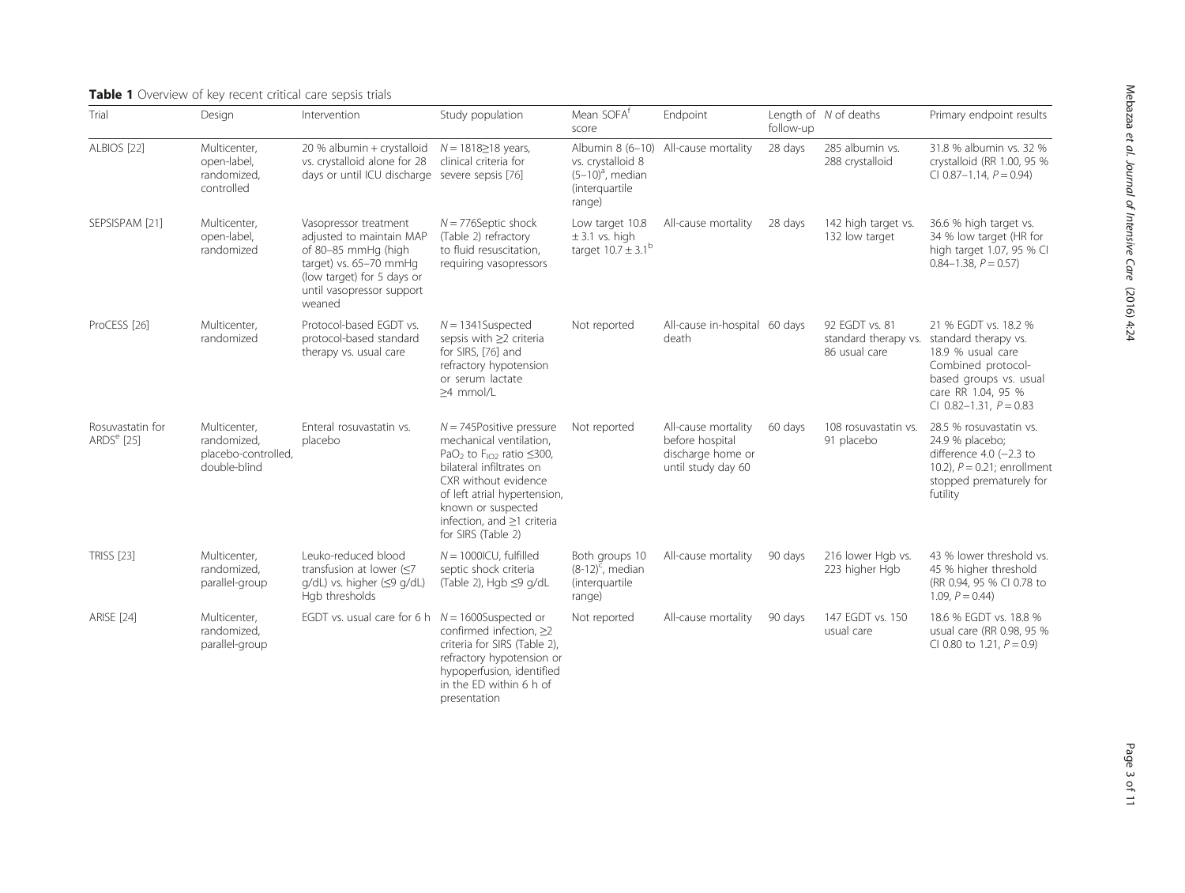**Table 1** Overview of key recent critical care sepsis trials

| Trial | Design | Intervention | Study population | Mean SOFA[f] score | Endpoint | Length of follow-up | N of deaths | Primary endpoint results |
|---|---|---|---|---|---|---|---|---|
| ALBIOS [22] | Multicenter, open-label, randomized, controlled | 20 % albumin + crystalloid vs. crystalloid alone for 28 days or until ICU discharge | $N = 1818 \geq 18$ years, clinical criteria for severe sepsis [76] | Albumin 8 (6–10) vs. crystalloid 8 (5–10)[a], median (interquartile range) | All-cause mortality | 28 days | 285 albumin vs. 288 crystalloid | 31.8 % albumin vs. 32 % crystalloid (RR 1.00, 95 % CI 0.87–1.14, $P = 0.94$) |
| SEPSISPAM [21] | Multicenter, open-label, randomized | Vasopressor treatment adjusted to maintain MAP of 80–85 mmHg (high target) vs. 65–70 mmHg (low target) for 5 days or until vasopressor support weaned | $N = 776$Septic shock (Table 2) refractory to fluid resuscitation, requiring vasopressors | Low target 10.8 ± 3.1 vs. high target 10.7 ± 3.1[b] | All-cause mortality | 28 days | 142 high target vs. 132 low target | 36.6 % high target vs. 34 % low target (HR for high target 1.07, 95 % CI 0.84–1.38, $P = 0.57$) |
| ProCESS [26] | Multicenter, randomized | Protocol-based EGDT vs. protocol-based standard therapy vs. usual care | $N = 1341$Suspected sepsis with ≥2 criteria for SIRS, [76] and refractory hypotension or serum lactate ≥4 mmol/L | Not reported | All-cause in-hospital death | 60 days | 92 EGDT vs. 81 standard therapy vs. 86 usual care | 21 % EGDT vs. 18.2 % standard therapy vs. 18.9 % usual care Combined protocol-based groups vs. usual care RR 1.04, 95 % CI 0.82–1.31, $P = 0.83$ |
| Rosuvastatin for ARDS[e] [25] | Multicenter, randomized, placebo-controlled, double-blind | Enteral rosuvastatin vs. placebo | $N = 745$Positive pressure mechanical ventilation, $PaO_2$ to $F_{IO2}$ ratio ≤300, bilateral infiltrates on CXR without evidence of left atrial hypertension, known or suspected infection, and ≥1 criteria for SIRS (Table 2) | Not reported | All-cause mortality before hospital discharge home or until study day 60 | 60 days | 108 rosuvastatin vs. 91 placebo | 28.5 % rosuvastatin vs. 24.9 % placebo; difference 4.0 (−2.3 to 10.2), $P = 0.21$; enrollment stopped prematurely for futility |
| TRISS [23] | Multicenter, randomized, parallel-group | Leuko-reduced blood transfusion at lower (≤7 g/dL) vs. higher (≤9 g/dL) Hgb thresholds | $N = 1000$ICU, fulfilled septic shock criteria (Table 2), Hgb ≤9 g/dL | Both groups 10 (8-12)[c], median (interquartile range) | All-cause mortality | 90 days | 216 lower Hgb vs. 223 higher Hgb | 43 % lower threshold vs. 45 % higher threshold (RR 0.94, 95 % CI 0.78 to 1.09, $P = 0.44$) |
| ARISE [24] | Multicenter, randomized, parallel-group | EGDT vs. usual care for 6 h | $N = 1600$Suspected or confirmed infection, ≥2 criteria for SIRS (Table 2), refractory hypotension or hypoperfusion, identified in the ED within 6 h of presentation | Not reported | All-cause mortality | 90 days | 147 EGDT vs. 150 usual care | 18.6 % EGDT vs. 18.8 % usual care (RR 0.98, 95 % CI 0.80 to 1.21, $P = 0.9$) |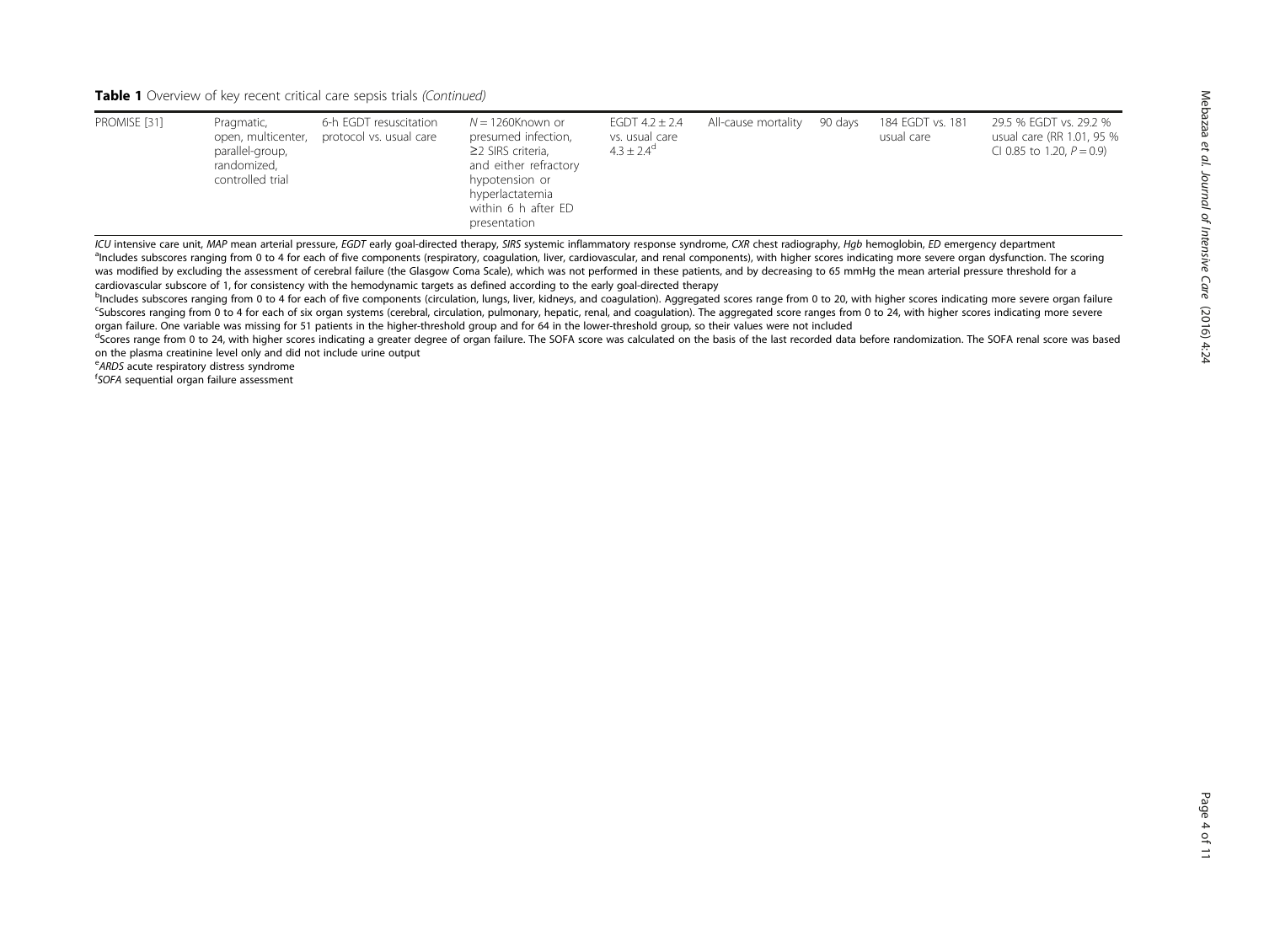**Table 1** Overview of key recent critical care sepsis trials *(Continued)*

| | | | | | | | | |
|---|---|---|---|---|---|---|---|---|
| PROMISE [31] | Pragmatic, open, multicenter, parallel-group, randomized, controlled trial | 6-h EGDT resuscitation protocol vs. usual care | *N* = 1260Known or presumed infection, ≥2 SIRS criteria, and either refractory hypotension or hyperlactatemia within 6 h after ED presentation | EGDT 4.2 ± 2.4 vs. usual care 4.3 ± 2.4[d] | All-cause mortality | 90 days | 184 EGDT vs. 181 usual care | 29.5 % EGDT vs. 29.2 % usual care (RR 1.01, 95 % CI 0.85 to 1.20, *P* = 0.9) |

*ICU* intensive care unit, *MAP* mean arterial pressure, *EGDT* early goal-directed therapy, *SIRS* systemic inflammatory response syndrome, *CXR* chest radiography, *Hgb* hemoglobin, *ED* emergency department

[a]Includes subscores ranging from 0 to 4 for each of five components (respiratory, coagulation, liver, cardiovascular, and renal components), with higher scores indicating more severe organ dysfunction. The scoring was modified by excluding the assessment of cerebral failure (the Glasgow Coma Scale), which was not performed in these patients, and by decreasing to 65 mmHg the mean arterial pressure threshold for a cardiovascular subscore of 1, for consistency with the hemodynamic targets as defined according to the early goal-directed therapy

[b]Includes subscores ranging from 0 to 4 for each of five components (circulation, lungs, liver, kidneys, and coagulation). Aggregated scores range from 0 to 20, with higher scores indicating more severe organ failure

[c]Subscores ranging from 0 to 4 for each of six organ systems (cerebral, circulation, pulmonary, hepatic, renal, and coagulation). The aggregated score ranges from 0 to 24, with higher scores indicating more severe organ failure. One variable was missing for 51 patients in the higher-threshold group and for 64 in the lower-threshold group, so their values were not included

[d]Scores range from 0 to 24, with higher scores indicating a greater degree of organ failure. The SOFA score was calculated on the basis of the last recorded data before randomization. The SOFA renal score was based on the plasma creatinine level only and did not include urine output

[e]*ARDS* acute respiratory distress syndrome

[f]*SOFA* sequential organ failure assessment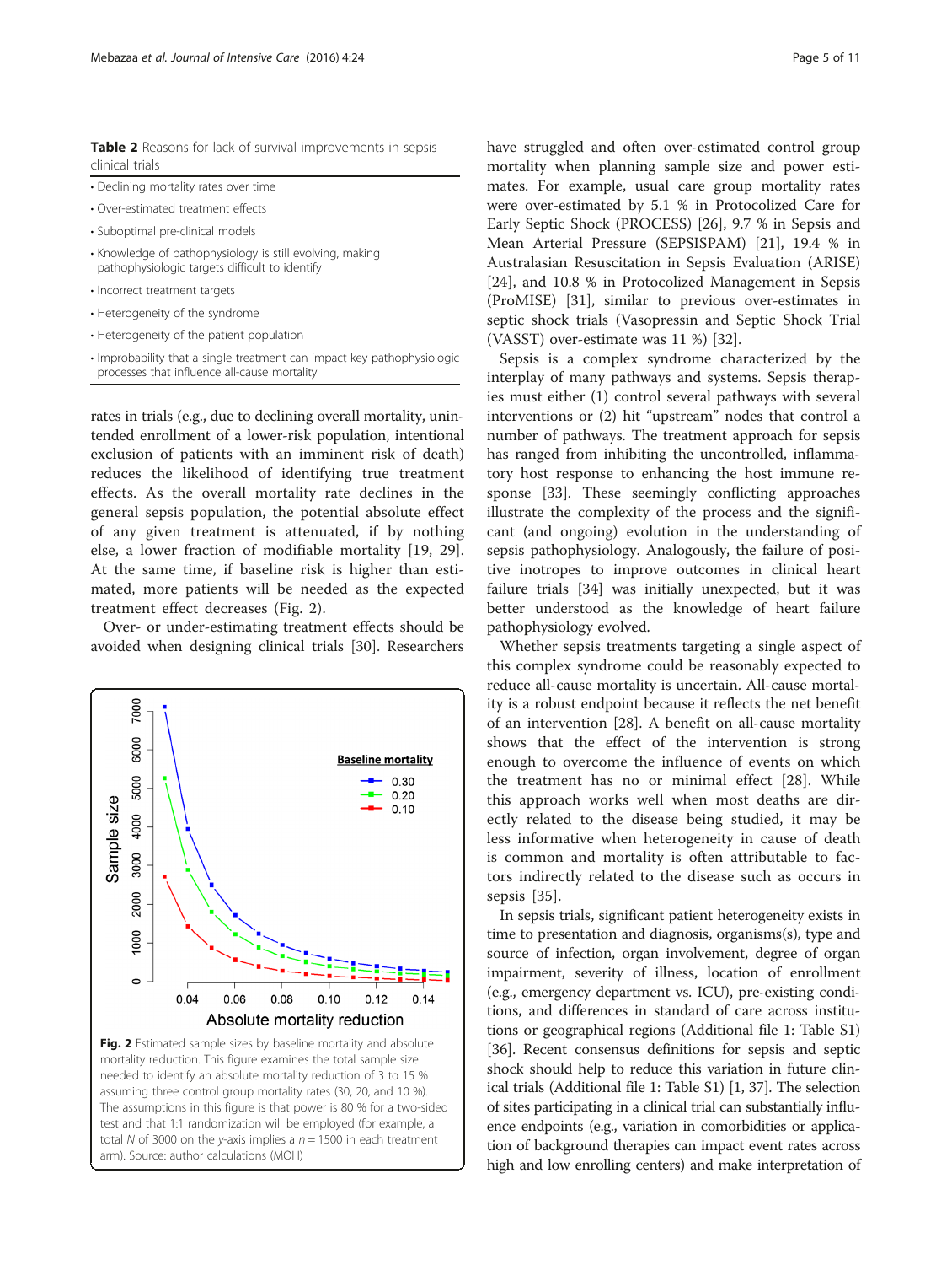**Table 2** Reasons for lack of survival improvements in sepsis clinical trials

| |
|---|
| • Declining mortality rates over time |
| • Over-estimated treatment effects |
| • Suboptimal pre-clinical models |
| • Knowledge of pathophysiology is still evolving, making pathophysiologic targets difficult to identify |
| • Incorrect treatment targets |
| • Heterogeneity of the syndrome |
| • Heterogeneity of the patient population |
| • Improbability that a single treatment can impact key pathophysiologic processes that influence all-cause mortality |

rates in trials (e.g., due to declining overall mortality, unintended enrollment of a lower-risk population, intentional exclusion of patients with an imminent risk of death) reduces the likelihood of identifying true treatment effects. As the overall mortality rate declines in the general sepsis population, the potential absolute effect of any given treatment is attenuated, if by nothing else, a lower fraction of modifiable mortality [19, 29]. At the same time, if baseline risk is higher than estimated, more patients will be needed as the expected treatment effect decreases (Fig. 2).

Over- or under-estimating treatment effects should be avoided when designing clinical trials [30]. Researchers have struggled and often over-estimated control group mortality when planning sample size and power estimates. For example, usual care group mortality rates were over-estimated by 5.1 % in Protocolized Care for Early Septic Shock (PROCESS) [26], 9.7 % in Sepsis and Mean Arterial Pressure (SEPSISPAM) [21], 19.4 % in Australasian Resuscitation in Sepsis Evaluation (ARISE) [24], and 10.8 % in Protocolized Management in Sepsis (ProMISE) [31], similar to previous over-estimates in septic shock trials (Vasopressin and Septic Shock Trial (VASST) over-estimate was 11 %) [32].

**Fig. 2** Estimated sample sizes by baseline mortality and absolute mortality reduction. This figure examines the total sample size needed to identify an absolute mortality reduction of 3 to 15 % assuming three control group mortality rates (30, 20, and 10 %). The assumptions in this figure is that power is 80 % for a two-sided test and that 1:1 randomization will be employed (for example, a total *N* of 3000 on the *y*-axis implies a *n* = 1500 in each treatment arm). Source: author calculations (MOH)

Sepsis is a complex syndrome characterized by the interplay of many pathways and systems. Sepsis therapies must either (1) control several pathways with several interventions or (2) hit "upstream" nodes that control a number of pathways. The treatment approach for sepsis has ranged from inhibiting the uncontrolled, inflammatory host response to enhancing the host immune response [33]. These seemingly conflicting approaches illustrate the complexity of the process and the significant (and ongoing) evolution in the understanding of sepsis pathophysiology. Analogously, the failure of positive inotropes to improve outcomes in clinical heart failure trials [34] was initially unexpected, but it was better understood as the knowledge of heart failure pathophysiology evolved.

Whether sepsis treatments targeting a single aspect of this complex syndrome could be reasonably expected to reduce all-cause mortality is uncertain. All-cause mortality is a robust endpoint because it reflects the net benefit of an intervention [28]. A benefit on all-cause mortality shows that the effect of the intervention is strong enough to overcome the influence of events on which the treatment has no or minimal effect [28]. While this approach works well when most deaths are directly related to the disease being studied, it may be less informative when heterogeneity in cause of death is common and mortality is often attributable to factors indirectly related to the disease such as occurs in sepsis [35].

In sepsis trials, significant patient heterogeneity exists in time to presentation and diagnosis, organisms(s), type and source of infection, organ involvement, degree of organ impairment, severity of illness, location of enrollment (e.g., emergency department vs. ICU), pre-existing conditions, and differences in standard of care across institutions or geographical regions (Additional file 1: Table S1) [36]. Recent consensus definitions for sepsis and septic shock should help to reduce this variation in future clinical trials (Additional file 1: Table S1) [1, 37]. The selection of sites participating in a clinical trial can substantially influence endpoints (e.g., variation in comorbidities or application of background therapies can impact event rates across high and low enrolling centers) and make interpretation of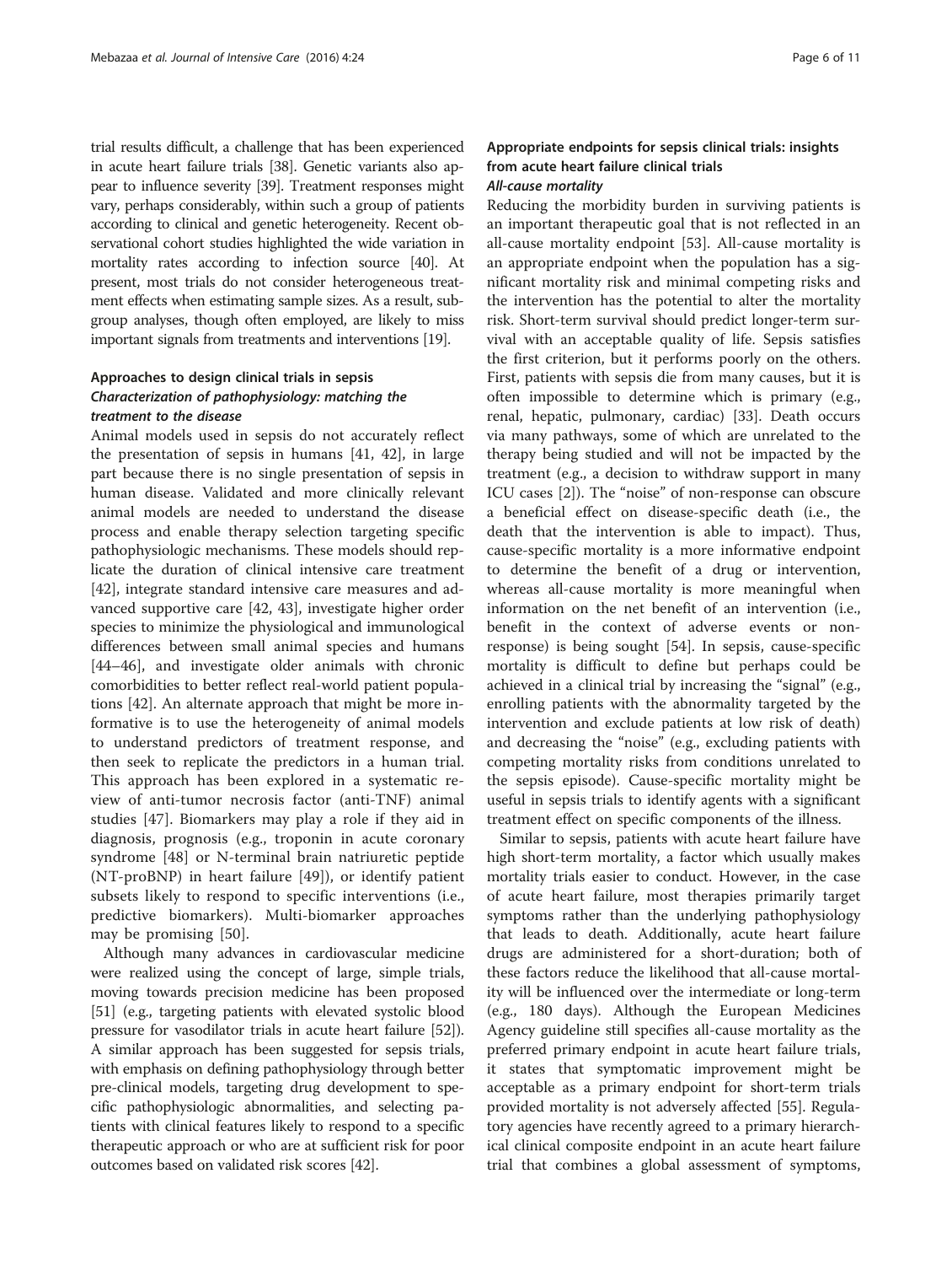trial results difficult, a challenge that has been experienced in acute heart failure trials [38]. Genetic variants also appear to influence severity [39]. Treatment responses might vary, perhaps considerably, within such a group of patients according to clinical and genetic heterogeneity. Recent observational cohort studies highlighted the wide variation in mortality rates according to infection source [40]. At present, most trials do not consider heterogeneous treatment effects when estimating sample sizes. As a result, subgroup analyses, though often employed, are likely to miss important signals from treatments and interventions [19].

## Approaches to design clinical trials in sepsis

### *Characterization of pathophysiology: matching the treatment to the disease*

Animal models used in sepsis do not accurately reflect the presentation of sepsis in humans [41, 42], in large part because there is no single presentation of sepsis in human disease. Validated and more clinically relevant animal models are needed to understand the disease process and enable therapy selection targeting specific pathophysiologic mechanisms. These models should replicate the duration of clinical intensive care treatment [42], integrate standard intensive care measures and advanced supportive care [42, 43], investigate higher order species to minimize the physiological and immunological differences between small animal species and humans [44–46], and investigate older animals with chronic comorbidities to better reflect real-world patient populations [42]. An alternate approach that might be more informative is to use the heterogeneity of animal models to understand predictors of treatment response, and then seek to replicate the predictors in a human trial. This approach has been explored in a systematic review of anti-tumor necrosis factor (anti-TNF) animal studies [47]. Biomarkers may play a role if they aid in diagnosis, prognosis (e.g., troponin in acute coronary syndrome [48] or N-terminal brain natriuretic peptide (NT-proBNP) in heart failure [49]), or identify patient subsets likely to respond to specific interventions (i.e., predictive biomarkers). Multi-biomarker approaches may be promising [50].

Although many advances in cardiovascular medicine were realized using the concept of large, simple trials, moving towards precision medicine has been proposed [51] (e.g., targeting patients with elevated systolic blood pressure for vasodilator trials in acute heart failure [52]). A similar approach has been suggested for sepsis trials, with emphasis on defining pathophysiology through better pre-clinical models, targeting drug development to specific pathophysiologic abnormalities, and selecting patients with clinical features likely to respond to a specific therapeutic approach or who are at sufficient risk for poor outcomes based on validated risk scores [42].

## Appropriate endpoints for sepsis clinical trials: insights from acute heart failure clinical trials

### *All-cause mortality*

Reducing the morbidity burden in surviving patients is an important therapeutic goal that is not reflected in an all-cause mortality endpoint [53]. All-cause mortality is an appropriate endpoint when the population has a significant mortality risk and minimal competing risks and the intervention has the potential to alter the mortality risk. Short-term survival should predict longer-term survival with an acceptable quality of life. Sepsis satisfies the first criterion, but it performs poorly on the others. First, patients with sepsis die from many causes, but it is often impossible to determine which is primary (e.g., renal, hepatic, pulmonary, cardiac) [33]. Death occurs via many pathways, some of which are unrelated to the therapy being studied and will not be impacted by the treatment (e.g., a decision to withdraw support in many ICU cases [2]). The "noise" of non-response can obscure a beneficial effect on disease-specific death (i.e., the death that the intervention is able to impact). Thus, cause-specific mortality is a more informative endpoint to determine the benefit of a drug or intervention, whereas all-cause mortality is more meaningful when information on the net benefit of an intervention (i.e., benefit in the context of adverse events or non-response) is being sought [54]. In sepsis, cause-specific mortality is difficult to define but perhaps could be achieved in a clinical trial by increasing the "signal" (e.g., enrolling patients with the abnormality targeted by the intervention and exclude patients at low risk of death) and decreasing the "noise" (e.g., excluding patients with competing mortality risks from conditions unrelated to the sepsis episode). Cause-specific mortality might be useful in sepsis trials to identify agents with a significant treatment effect on specific components of the illness.

Similar to sepsis, patients with acute heart failure have high short-term mortality, a factor which usually makes mortality trials easier to conduct. However, in the case of acute heart failure, most therapies primarily target symptoms rather than the underlying pathophysiology that leads to death. Additionally, acute heart failure drugs are administered for a short-duration; both of these factors reduce the likelihood that all-cause mortality will be influenced over the intermediate or long-term (e.g., 180 days). Although the European Medicines Agency guideline still specifies all-cause mortality as the preferred primary endpoint in acute heart failure trials, it states that symptomatic improvement might be acceptable as a primary endpoint for short-term trials provided mortality is not adversely affected [55]. Regulatory agencies have recently agreed to a primary hierarchical clinical composite endpoint in an acute heart failure trial that combines a global assessment of symptoms,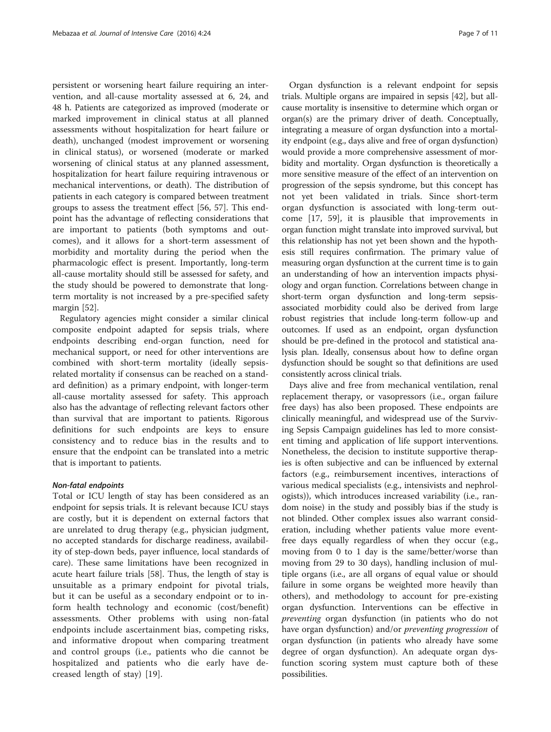persistent or worsening heart failure requiring an intervention, and all-cause mortality assessed at 6, 24, and 48 h. Patients are categorized as improved (moderate or marked improvement in clinical status at all planned assessments without hospitalization for heart failure or death), unchanged (modest improvement or worsening in clinical status), or worsened (moderate or marked worsening of clinical status at any planned assessment, hospitalization for heart failure requiring intravenous or mechanical interventions, or death). The distribution of patients in each category is compared between treatment groups to assess the treatment effect [56, 57]. This endpoint has the advantage of reflecting considerations that are important to patients (both symptoms and outcomes), and it allows for a short-term assessment of morbidity and mortality during the period when the pharmacologic effect is present. Importantly, long-term all-cause mortality should still be assessed for safety, and the study should be powered to demonstrate that long-term mortality is not increased by a pre-specified safety margin [52].

Regulatory agencies might consider a similar clinical composite endpoint adapted for sepsis trials, where endpoints describing end-organ function, need for mechanical support, or need for other interventions are combined with short-term mortality (ideally sepsis-related mortality if consensus can be reached on a standard definition) as a primary endpoint, with longer-term all-cause mortality assessed for safety. This approach also has the advantage of reflecting relevant factors other than survival that are important to patients. Rigorous definitions for such endpoints are keys to ensure consistency and to reduce bias in the results and to ensure that the endpoint can be translated into a metric that is important to patients.

#### *Non-fatal endpoints*

Total or ICU length of stay has been considered as an endpoint for sepsis trials. It is relevant because ICU stays are costly, but it is dependent on external factors that are unrelated to drug therapy (e.g., physician judgment, no accepted standards for discharge readiness, availability of step-down beds, payer influence, local standards of care). These same limitations have been recognized in acute heart failure trials [58]. Thus, the length of stay is unsuitable as a primary endpoint for pivotal trials, but it can be useful as a secondary endpoint or to inform health technology and economic (cost/benefit) assessments. Other problems with using non-fatal endpoints include ascertainment bias, competing risks, and informative dropout when comparing treatment and control groups (i.e., patients who die cannot be hospitalized and patients who die early have decreased length of stay) [19].

Organ dysfunction is a relevant endpoint for sepsis trials. Multiple organs are impaired in sepsis [42], but all-cause mortality is insensitive to determine which organ or organ(s) are the primary driver of death. Conceptually, integrating a measure of organ dysfunction into a mortality endpoint (e.g., days alive and free of organ dysfunction) would provide a more comprehensive assessment of morbidity and mortality. Organ dysfunction is theoretically a more sensitive measure of the effect of an intervention on progression of the sepsis syndrome, but this concept has not yet been validated in trials. Since short-term organ dysfunction is associated with long-term outcome [17, 59], it is plausible that improvements in organ function might translate into improved survival, but this relationship has not yet been shown and the hypothesis still requires confirmation. The primary value of measuring organ dysfunction at the current time is to gain an understanding of how an intervention impacts physiology and organ function. Correlations between change in short-term organ dysfunction and long-term sepsis-associated morbidity could also be derived from large robust registries that include long-term follow-up and outcomes. If used as an endpoint, organ dysfunction should be pre-defined in the protocol and statistical analysis plan. Ideally, consensus about how to define organ dysfunction should be sought so that definitions are used consistently across clinical trials.

Days alive and free from mechanical ventilation, renal replacement therapy, or vasopressors (i.e., organ failure free days) has also been proposed. These endpoints are clinically meaningful, and widespread use of the Surviving Sepsis Campaign guidelines has led to more consistent timing and application of life support interventions. Nonetheless, the decision to institute supportive therapies is often subjective and can be influenced by external factors (e.g., reimbursement incentives, interactions of various medical specialists (e.g., intensivists and nephrologists)), which introduces increased variability (i.e., random noise) in the study and possibly bias if the study is not blinded. Other complex issues also warrant consideration, including whether patients value more event-free days equally regardless of when they occur (e.g., moving from 0 to 1 day is the same/better/worse than moving from 29 to 30 days), handling inclusion of multiple organs (i.e., are all organs of equal value or should failure in some organs be weighted more heavily than others), and methodology to account for pre-existing organ dysfunction. Interventions can be effective in *preventing* organ dysfunction (in patients who do not have organ dysfunction) and/or *preventing progression* of organ dysfunction (in patients who already have some degree of organ dysfunction). An adequate organ dysfunction scoring system must capture both of these possibilities.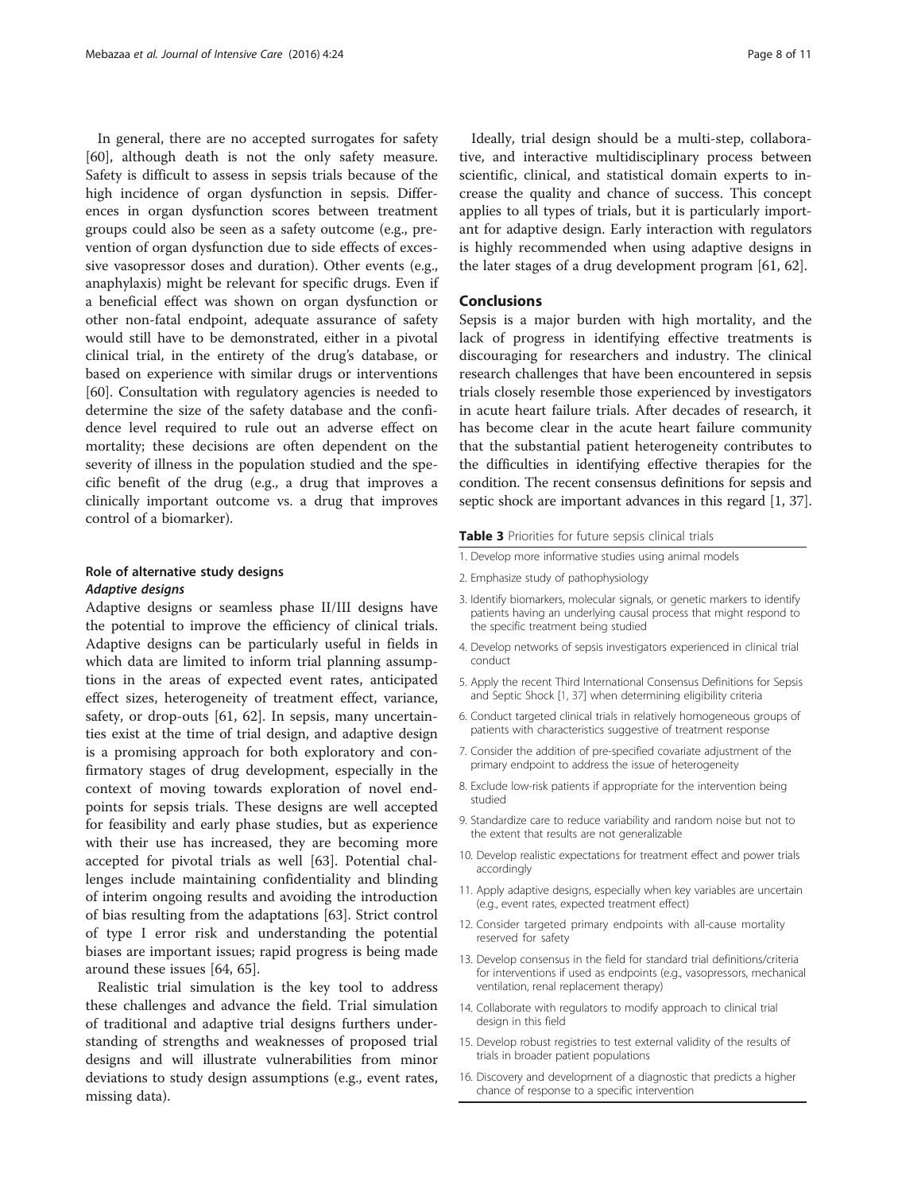In general, there are no accepted surrogates for safety [60], although death is not the only safety measure. Safety is difficult to assess in sepsis trials because of the high incidence of organ dysfunction in sepsis. Differences in organ dysfunction scores between treatment groups could also be seen as a safety outcome (e.g., prevention of organ dysfunction due to side effects of excessive vasopressor doses and duration). Other events (e.g., anaphylaxis) might be relevant for specific drugs. Even if a beneficial effect was shown on organ dysfunction or other non-fatal endpoint, adequate assurance of safety would still have to be demonstrated, either in a pivotal clinical trial, in the entirety of the drug's database, or based on experience with similar drugs or interventions [60]. Consultation with regulatory agencies is needed to determine the size of the safety database and the confidence level required to rule out an adverse effect on mortality; these decisions are often dependent on the severity of illness in the population studied and the specific benefit of the drug (e.g., a drug that improves a clinically important outcome vs. a drug that improves control of a biomarker).

### Role of alternative study designs

#### *Adaptive designs*

Adaptive designs or seamless phase II/III designs have the potential to improve the efficiency of clinical trials. Adaptive designs can be particularly useful in fields in which data are limited to inform trial planning assumptions in the areas of expected event rates, anticipated effect sizes, heterogeneity of treatment effect, variance, safety, or drop-outs [61, 62]. In sepsis, many uncertainties exist at the time of trial design, and adaptive design is a promising approach for both exploratory and confirmatory stages of drug development, especially in the context of moving towards exploration of novel endpoints for sepsis trials. These designs are well accepted for feasibility and early phase studies, but as experience with their use has increased, they are becoming more accepted for pivotal trials as well [63]. Potential challenges include maintaining confidentiality and blinding of interim ongoing results and avoiding the introduction of bias resulting from the adaptations [63]. Strict control of type I error risk and understanding the potential biases are important issues; rapid progress is being made around these issues [64, 65].

Realistic trial simulation is the key tool to address these challenges and advance the field. Trial simulation of traditional and adaptive trial designs furthers understanding of strengths and weaknesses of proposed trial designs and will illustrate vulnerabilities from minor deviations to study design assumptions (e.g., event rates, missing data).

Ideally, trial design should be a multi-step, collaborative, and interactive multidisciplinary process between scientific, clinical, and statistical domain experts to increase the quality and chance of success. This concept applies to all types of trials, but it is particularly important for adaptive design. Early interaction with regulators is highly recommended when using adaptive designs in the later stages of a drug development program [61, 62].

## Conclusions

Sepsis is a major burden with high mortality, and the lack of progress in identifying effective treatments is discouraging for researchers and industry. The clinical research challenges that have been encountered in sepsis trials closely resemble those experienced by investigators in acute heart failure trials. After decades of research, it has become clear in the acute heart failure community that the substantial patient heterogeneity contributes to the difficulties in identifying effective therapies for the condition. The recent consensus definitions for sepsis and septic shock are important advances in this regard [1, 37].

**Table 3** Priorities for future sepsis clinical trials

| |
|---|
| 1. Develop more informative studies using animal models |
| 2. Emphasize study of pathophysiology |
| 3. Identify biomarkers, molecular signals, or genetic markers to identify patients having an underlying causal process that might respond to the specific treatment being studied |
| 4. Develop networks of sepsis investigators experienced in clinical trial conduct |
| 5. Apply the recent Third International Consensus Definitions for Sepsis and Septic Shock [1, 37] when determining eligibility criteria |
| 6. Conduct targeted clinical trials in relatively homogeneous groups of patients with characteristics suggestive of treatment response |
| 7. Consider the addition of pre-specified covariate adjustment of the primary endpoint to address the issue of heterogeneity |
| 8. Exclude low-risk patients if appropriate for the intervention being studied |
| 9. Standardize care to reduce variability and random noise but not to the extent that results are not generalizable |
| 10. Develop realistic expectations for treatment effect and power trials accordingly |
| 11. Apply adaptive designs, especially when key variables are uncertain (e.g., event rates, expected treatment effect) |
| 12. Consider targeted primary endpoints with all-cause mortality reserved for safety |
| 13. Develop consensus in the field for standard trial definitions/criteria for interventions if used as endpoints (e.g., vasopressors, mechanical ventilation, renal replacement therapy) |
| 14. Collaborate with regulators to modify approach to clinical trial design in this field |
| 15. Develop robust registries to test external validity of the results of trials in broader patient populations |
| 16. Discovery and development of a diagnostic that predicts a higher chance of response to a specific intervention |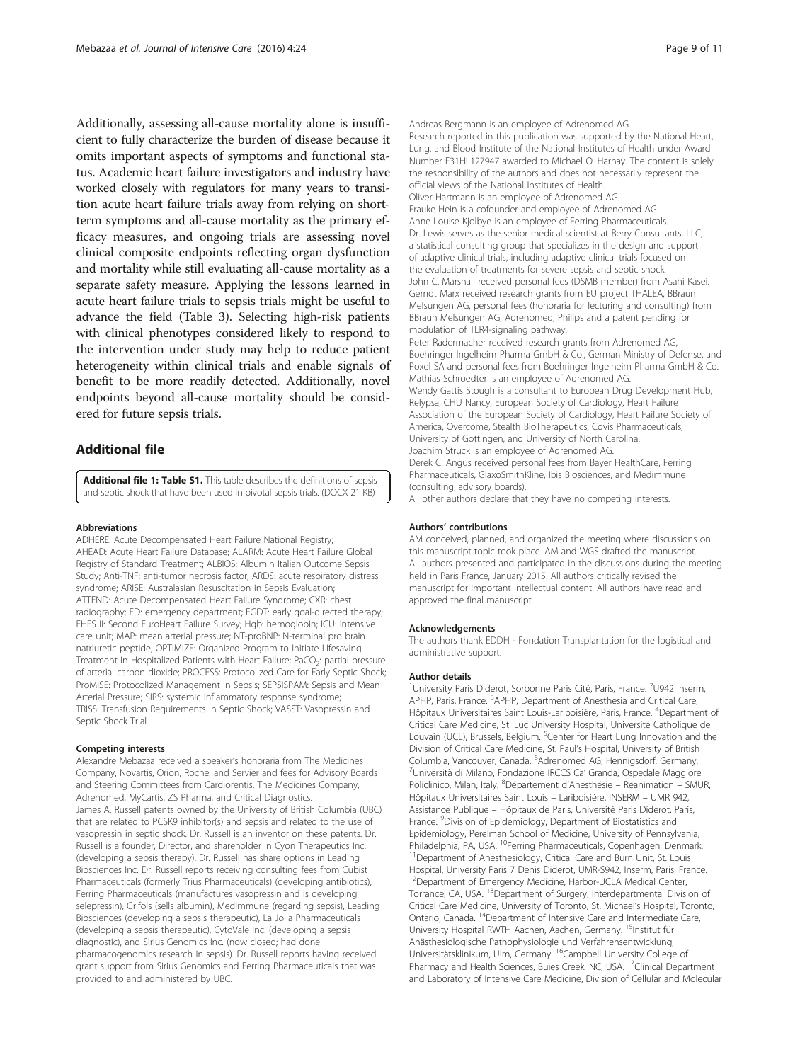Additionally, assessing all-cause mortality alone is insufficient to fully characterize the burden of disease because it omits important aspects of symptoms and functional status. Academic heart failure investigators and industry have worked closely with regulators for many years to transition acute heart failure trials away from relying on short-term symptoms and all-cause mortality as the primary efficacy measures, and ongoing trials are assessing novel clinical composite endpoints reflecting organ dysfunction and mortality while still evaluating all-cause mortality as a separate safety measure. Applying the lessons learned in acute heart failure trials to sepsis trials might be useful to advance the field (Table 3). Selecting high-risk patients with clinical phenotypes considered likely to respond to the intervention under study may help to reduce patient heterogeneity within clinical trials and enable signals of benefit to be more readily detected. Additionally, novel endpoints beyond all-cause mortality should be considered for future sepsis trials.

## Additional file

**Additional file 1: Table S1.** This table describes the definitions of sepsis and septic shock that have been used in pivotal sepsis trials. (DOCX 21 KB)

#### Abbreviations

ADHERE: Acute Decompensated Heart Failure National Registry; AHEAD: Acute Heart Failure Database; ALARM: Acute Heart Failure Global Registry of Standard Treatment; ALBIOS: Albumin Italian Outcome Sepsis Study; Anti-TNF: anti-tumor necrosis factor; ARDS: acute respiratory distress syndrome; ARISE: Australasian Resuscitation in Sepsis Evaluation; ATTEND: Acute Decompensated Heart Failure Syndrome; CXR: chest radiography; ED: emergency department; EGDT: early goal-directed therapy; EHFS II: Second EuroHeart Failure Survey; Hgb: hemoglobin; ICU: intensive care unit; MAP: mean arterial pressure; NT-proBNP: N-terminal pro brain natriuretic peptide; OPTIMIZE: Organized Program to Initiate Lifesaving Treatment in Hospitalized Patients with Heart Failure; $PaCO_2$: partial pressure of arterial carbon dioxide; PROCESS: Protocolized Care for Early Septic Shock; ProMISE: Protocolized Management in Sepsis; SEPSISPAM: Sepsis and Mean Arterial Pressure; SIRS: systemic inflammatory response syndrome; TRISS: Transfusion Requirements in Septic Shock; VASST: Vasopressin and Septic Shock Trial.

#### Competing interests

Alexandre Mebazaa received a speaker's honoraria from The Medicines Company, Novartis, Orion, Roche, and Servier and fees for Advisory Boards and Steering Committees from Cardiorentis, The Medicines Company, Adrenomed, MyCartis, ZS Pharma, and Critical Diagnostics.
James A. Russell patents owned by the University of British Columbia (UBC) that are related to PCSK9 inhibitor(s) and sepsis and related to the use of vasopressin in septic shock. Dr. Russell is an inventor on these patents. Dr. Russell is a founder, Director, and shareholder in Cyon Therapeutics Inc. (developing a sepsis therapy). Dr. Russell has share options in Leading Biosciences Inc. Dr. Russell reports receiving consulting fees from Cubist Pharmaceuticals (formerly Trius Pharmaceuticals) (developing antibiotics), Ferring Pharmaceuticals (manufactures vasopressin and is developing selepressin), Grifols (sells albumin), MedImmune (regarding sepsis), Leading Biosciences (developing a sepsis therapeutic), La Jolla Pharmaceuticals (developing a sepsis therapeutic), CytoVale Inc. (developing a sepsis diagnostic), and Sirius Genomics Inc. (now closed; had done pharmacogenomics research in sepsis). Dr. Russell reports having received grant support from Sirius Genomics and Ferring Pharmaceuticals that was provided to and administered by UBC.
Andreas Bergmann is an employee of Adrenomed AG.
Research reported in this publication was supported by the National Heart, Lung, and Blood Institute of the National Institutes of Health under Award Number F31HL127947 awarded to Michael O. Harhay. The content is solely the responsibility of the authors and does not necessarily represent the official views of the National Institutes of Health.
Oliver Hartmann is an employee of Adrenomed AG.
Frauke Hein is a cofounder and employee of Adrenomed AG.
Anne Louise Kjolbye is an employee of Ferring Pharmaceuticals.
Dr. Lewis serves as the senior medical scientist at Berry Consultants, LLC, a statistical consulting group that specializes in the design and support of adaptive clinical trials, including adaptive clinical trials focused on the evaluation of treatments for severe sepsis and septic shock.
John C. Marshall received personal fees (DSMB member) from Asahi Kasei.
Gernot Marx received research grants from EU project THALEA, BBraun Melsungen AG, personal fees (honoraria for lecturing and consulting) from BBraun Melsungen AG, Adrenomed, Philips and a patent pending for modulation of TLR4-signaling pathway.
Peter Radermacher received research grants from Adrenomed AG, Boehringer Ingelheim Pharma GmbH & Co., German Ministry of Defense, and Poxel SA and personal fees from Boehringer Ingelheim Pharma GmbH & Co.
Mathias Schroedter is an employee of Adrenomed AG.
Wendy Gattis Stough is a consultant to European Drug Development Hub, Relypsa, CHU Nancy, European Society of Cardiology, Heart Failure Association of the European Society of Cardiology, Heart Failure Society of America, Overcome, Stealth BioTherapeutics, Covis Pharmaceuticals, University of Gottingen, and University of North Carolina.
Joachim Struck is an employee of Adrenomed AG.
Derek C. Angus received personal fees from Bayer HealthCare, Ferring Pharmaceuticals, GlaxoSmithKline, Ibis Biosciences, and Medimmune (consulting, advisory boards).
All other authors declare that they have no competing interests.

#### Authors' contributions

AM conceived, planned, and organized the meeting where discussions on this manuscript topic took place. AM and WGS drafted the manuscript. All authors presented and participated in the discussions during the meeting held in Paris France, January 2015. All authors critically revised the manuscript for important intellectual content. All authors have read and approved the final manuscript.

#### Acknowledgements

The authors thank EDDH - Fondation Transplantation for the logistical and administrative support.

#### Author details

[1]University Paris Diderot, Sorbonne Paris Cité, Paris, France. [2]U942 Inserm, APHP, Paris, France. [3]APHP, Department of Anesthesia and Critical Care, Hôpitaux Universitaires Saint Louis-Lariboisière, Paris, France. [4]Department of Critical Care Medicine, St. Luc University Hospital, Université Catholique de Louvain (UCL), Brussels, Belgium. [5]Center for Heart Lung Innovation and the Division of Critical Care Medicine, St. Paul's Hospital, University of British Columbia, Vancouver, Canada. [6]Adrenomed AG, Hennigsdorf, Germany. [7]Università di Milano, Fondazione IRCCS Ca' Granda, Ospedale Maggiore Policlinico, Milan, Italy. [8]Département d'Anesthésie – Réanimation – SMUR, Hôpitaux Universitaires Saint Louis – Lariboisière, INSERM – UMR 942, Assistance Publique – Hôpitaux de Paris, Université Paris Diderot, Paris, France. [9]Division of Epidemiology, Department of Biostatistics and Epidemiology, Perelman School of Medicine, University of Pennsylvania, Philadelphia, PA, USA. [10]Ferring Pharmaceuticals, Copenhagen, Denmark. [11]Department of Anesthesiology, Critical Care and Burn Unit, St. Louis Hospital, University Paris 7 Denis Diderot, UMR-S942, Inserm, Paris, France. [12]Department of Emergency Medicine, Harbor-UCLA Medical Center, Torrance, CA, USA. [13]Department of Surgery, Interdepartmental Division of Critical Care Medicine, University of Toronto, St. Michael's Hospital, Toronto, Ontario, Canada. [14]Department of Intensive Care and Intermediate Care, University Hospital RWTH Aachen, Aachen, Germany. [15]Institut für Anästhesiologische Pathophysiologie und Verfahrensentwicklung, Universitätsklinikum, Ulm, Germany. [16]Campbell University College of Pharmacy and Health Sciences, Buies Creek, NC, USA. [17]Clinical Department and Laboratory of Intensive Care Medicine, Division of Cellular and Molecular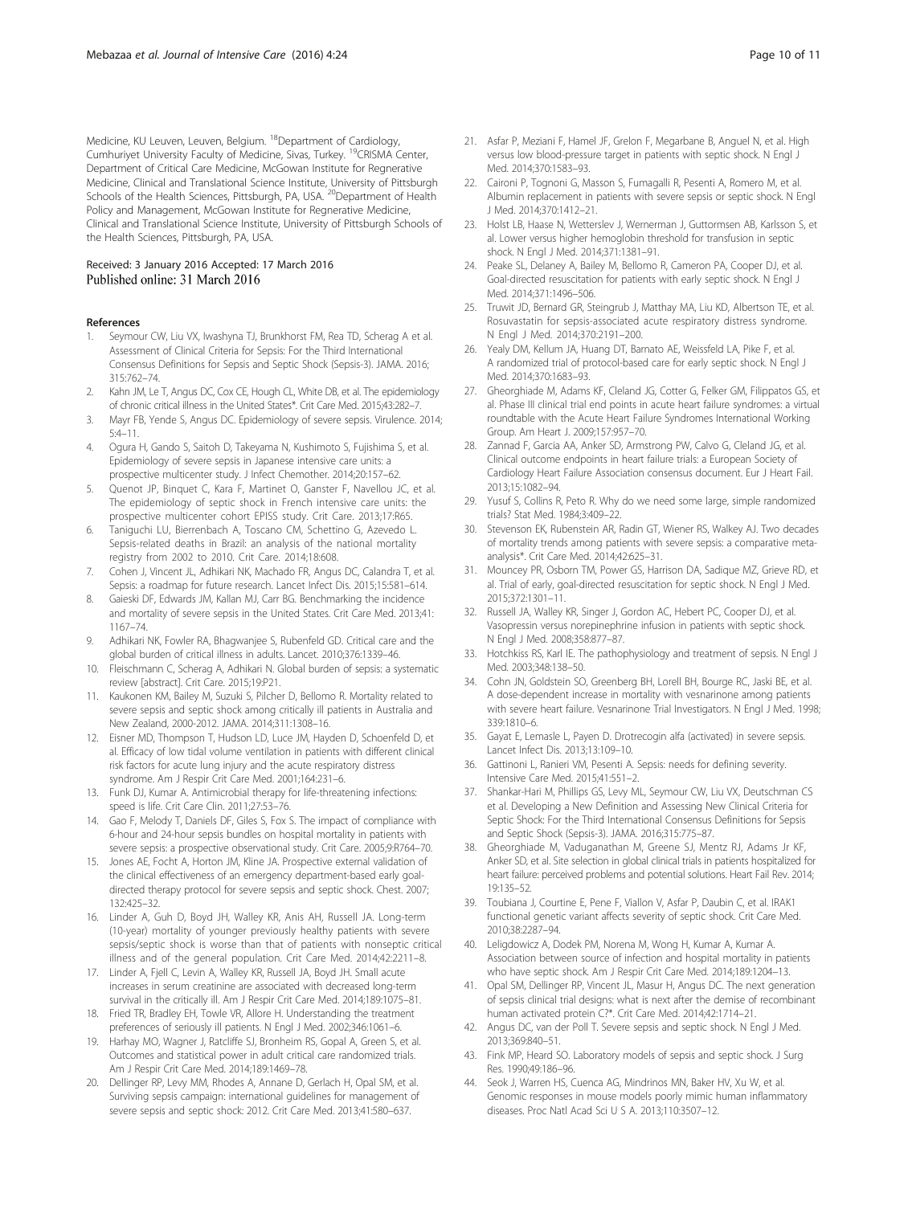Medicine, KU Leuven, Leuven, Belgium. [18]Department of Cardiology, Cumhuriyet University Faculty of Medicine, Sivas, Turkey. [19]CRISMA Center, Department of Critical Care Medicine, McGowan Institute for Regnerative Medicine, Clinical and Translational Science Institute, University of Pittsburgh Schools of the Health Sciences, Pittsburgh, PA, USA. [20]Department of Health Policy and Management, McGowan Institute for Regnerative Medicine, Clinical and Translational Science Institute, University of Pittsburgh Schools of the Health Sciences, Pittsburgh, PA, USA.

Received: 3 January 2016 Accepted: 17 March 2016
Published online: 31 March 2016

## References

1. Seymour CW, Liu VX, Iwashyna TJ, Brunkhorst FM, Rea TD, Scherag A et al. Assessment of Clinical Criteria for Sepsis: For the Third International Consensus Definitions for Sepsis and Septic Shock (Sepsis-3). JAMA. 2016; 315:762–74.
2. Kahn JM, Le T, Angus DC, Cox CE, Hough CL, White DB, et al. The epidemiology of chronic critical illness in the United States*. Crit Care Med. 2015;43:282–7.
3. Mayr FB, Yende S, Angus DC. Epidemiology of severe sepsis. Virulence. 2014; 5:4–11.
4. Ogura H, Gando S, Saitoh D, Takeyama N, Kushimoto S, Fujishima S, et al. Epidemiology of severe sepsis in Japanese intensive care units: a prospective multicenter study. J Infect Chemother. 2014;20:157–62.
5. Quenot JP, Binquet C, Kara F, Martinet O, Ganster F, Navellou JC, et al. The epidemiology of septic shock in French intensive care units: the prospective multicenter cohort EPISS study. Crit Care. 2013;17:R65.
6. Taniguchi LU, Bierrenbach A, Toscano CM, Schettino G, Azevedo L. Sepsis-related deaths in Brazil: an analysis of the national mortality registry from 2002 to 2010. Crit Care. 2014;18:608.
7. Cohen J, Vincent JL, Adhikari NK, Machado FR, Angus DC, Calandra T, et al. Sepsis: a roadmap for future research. Lancet Infect Dis. 2015;15:581–614.
8. Gaieski DF, Edwards JM, Kallan MJ, Carr BG. Benchmarking the incidence and mortality of severe sepsis in the United States. Crit Care Med. 2013;41: 1167–74.
9. Adhikari NK, Fowler RA, Bhagwanjee S, Rubenfeld GD. Critical care and the global burden of critical illness in adults. Lancet. 2010;376:1339–46.
10. Fleischmann C, Scherag A, Adhikari N. Global burden of sepsis: a systematic review [abstract]. Crit Care. 2015;19:P21.
11. Kaukonen KM, Bailey M, Suzuki S, Pilcher D, Bellomo R. Mortality related to severe sepsis and septic shock among critically ill patients in Australia and New Zealand, 2000-2012. JAMA. 2014;311:1308–16.
12. Eisner MD, Thompson T, Hudson LD, Luce JM, Hayden D, Schoenfeld D, et al. Efficacy of low tidal volume ventilation in patients with different clinical risk factors for acute lung injury and the acute respiratory distress syndrome. Am J Respir Crit Care Med. 2001;164:231–6.
13. Funk DJ, Kumar A. Antimicrobial therapy for life-threatening infections: speed is life. Crit Care Clin. 2011;27:53–76.
14. Gao F, Melody T, Daniels DF, Giles S, Fox S. The impact of compliance with 6-hour and 24-hour sepsis bundles on hospital mortality in patients with severe sepsis: a prospective observational study. Crit Care. 2005;9:R764–70.
15. Jones AE, Focht A, Horton JM, Kline JA. Prospective external validation of the clinical effectiveness of an emergency department-based early goal-directed therapy protocol for severe sepsis and septic shock. Chest. 2007; 132:425–32.
16. Linder A, Guh D, Boyd JH, Walley KR, Anis AH, Russell JA. Long-term (10-year) mortality of younger previously healthy patients with severe sepsis/septic shock is worse than that of patients with nonseptic critical illness and of the general population. Crit Care Med. 2014;42:2211–8.
17. Linder A, Fjell C, Levin A, Walley KR, Russell JA, Boyd JH. Small acute increases in serum creatinine are associated with decreased long-term survival in the critically ill. Am J Respir Crit Care Med. 2014;189:1075–81.
18. Fried TR, Bradley EH, Towle VR, Allore H. Understanding the treatment preferences of seriously ill patients. N Engl J Med. 2002;346:1061–6.
19. Harhay MO, Wagner J, Ratcliffe SJ, Bronheim RS, Gopal A, Green S, et al. Outcomes and statistical power in adult critical care randomized trials. Am J Respir Crit Care Med. 2014;189:1469–78.
20. Dellinger RP, Levy MM, Rhodes A, Annane D, Gerlach H, Opal SM, et al. Surviving sepsis campaign: international guidelines for management of severe sepsis and septic shock: 2012. Crit Care Med. 2013;41:580–637.
21. Asfar P, Meziani F, Hamel JF, Grelon F, Megarbane B, Anguel N, et al. High versus low blood-pressure target in patients with septic shock. N Engl J Med. 2014;370:1583–93.
22. Caironi P, Tognoni G, Masson S, Fumagalli R, Pesenti A, Romero M, et al. Albumin replacement in patients with severe sepsis or septic shock. N Engl J Med. 2014;370:1412–21.
23. Holst LB, Haase N, Wetterslev J, Wernerman J, Guttormsen AB, Karlsson S, et al. Lower versus higher hemoglobin threshold for transfusion in septic shock. N Engl J Med. 2014;371:1381–91.
24. Peake SL, Delaney A, Bailey M, Bellomo R, Cameron PA, Cooper DJ, et al. Goal-directed resuscitation for patients with early septic shock. N Engl J Med. 2014;371:1496–506.
25. Truwit JD, Bernard GR, Steingrub J, Matthay MA, Liu KD, Albertson TE, et al. Rosuvastatin for sepsis-associated acute respiratory distress syndrome. N Engl J Med. 2014;370:2191–200.
26. Yealy DM, Kellum JA, Huang DT, Barnato AE, Weissfeld LA, Pike F, et al. A randomized trial of protocol-based care for early septic shock. N Engl J Med. 2014;370:1683–93.
27. Gheorghiade M, Adams KF, Cleland JG, Cotter G, Felker GM, Filippatos GS, et al. Phase III clinical trial end points in acute heart failure syndromes: a virtual roundtable with the Acute Heart Failure Syndromes International Working Group. Am Heart J. 2009;157:957–70.
28. Zannad F, Garcia AA, Anker SD, Armstrong PW, Calvo G, Cleland JG, et al. Clinical outcome endpoints in heart failure trials: a European Society of Cardiology Heart Failure Association consensus document. Eur J Heart Fail. 2013;15:1082–94.
29. Yusuf S, Collins R, Peto R. Why do we need some large, simple randomized trials? Stat Med. 1984;3:409–22.
30. Stevenson EK, Rubenstein AR, Radin GT, Wiener RS, Walkey AJ. Two decades of mortality trends among patients with severe sepsis: a comparative meta-analysis*. Crit Care Med. 2014;42:625–31.
31. Mouncey PR, Osborn TM, Power GS, Harrison DA, Sadique MZ, Grieve RD, et al. Trial of early, goal-directed resuscitation for septic shock. N Engl J Med. 2015;372:1301–11.
32. Russell JA, Walley KR, Singer J, Gordon AC, Hebert PC, Cooper DJ, et al. Vasopressin versus norepinephrine infusion in patients with septic shock. N Engl J Med. 2008;358:877–87.
33. Hotchkiss RS, Karl IE. The pathophysiology and treatment of sepsis. N Engl J Med. 2003;348:138–50.
34. Cohn JN, Goldstein SO, Greenberg BH, Lorell BH, Bourge RC, Jaski BE, et al. A dose-dependent increase in mortality with vesnarinone among patients with severe heart failure. Vesnarinone Trial Investigators. N Engl J Med. 1998; 339:1810–6.
35. Gayat E, Lemasle L, Payen D. Drotrecogin alfa (activated) in severe sepsis. Lancet Infect Dis. 2013;13:109–10.
36. Gattinoni L, Ranieri VM, Pesenti A. Sepsis: needs for defining severity. Intensive Care Med. 2015;41:551–2.
37. Shankar-Hari M, Phillips GS, Levy ML, Seymour CW, Liu VX, Deutschman CS et al. Developing a New Definition and Assessing New Clinical Criteria for Septic Shock: For the Third International Consensus Definitions for Sepsis and Septic Shock (Sepsis-3). JAMA. 2016;315:775–87.
38. Gheorghiade M, Vaduganathan M, Greene SJ, Mentz RJ, Adams Jr KF, Anker SD, et al. Site selection in global clinical trials in patients hospitalized for heart failure: perceived problems and potential solutions. Heart Fail Rev. 2014; 19:135–52.
39. Toubiana J, Courtine E, Pene F, Viallon V, Asfar P, Daubin C, et al. IRAK1 functional genetic variant affects severity of septic shock. Crit Care Med. 2010;38:2287–94.
40. Leligdowicz A, Dodek PM, Norena M, Wong H, Kumar A, Kumar A. Association between source of infection and hospital mortality in patients who have septic shock. Am J Respir Crit Care Med. 2014;189:1204–13.
41. Opal SM, Dellinger RP, Vincent JL, Masur H, Angus DC. The next generation of sepsis clinical trial designs: what is next after the demise of recombinant human activated protein C?*. Crit Care Med. 2014;42:1714–21.
42. Angus DC, van der Poll T. Severe sepsis and septic shock. N Engl J Med. 2013;369:840–51.
43. Fink MP, Heard SO. Laboratory models of sepsis and septic shock. J Surg Res. 1990;49:186–96.
44. Seok J, Warren HS, Cuenca AG, Mindrinos MN, Baker HV, Xu W, et al. Genomic responses in mouse models poorly mimic human inflammatory diseases. Proc Natl Acad Sci U S A. 2013;110:3507–12.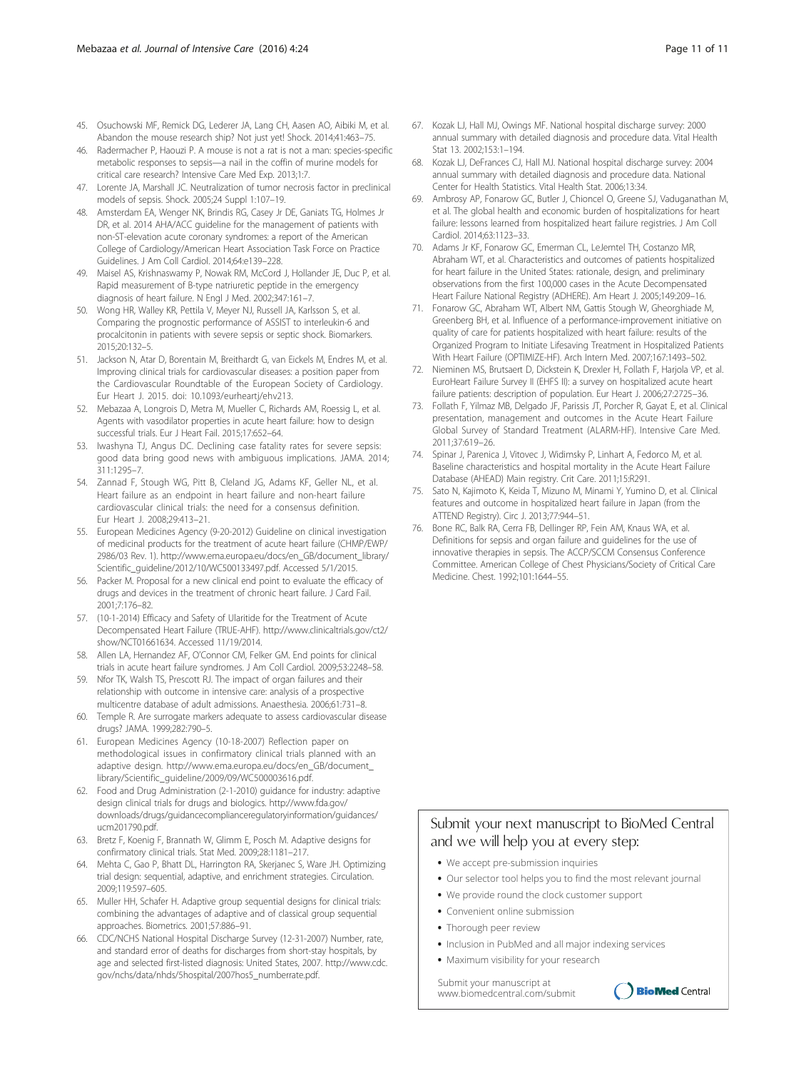45. Osuchowski MF, Remick DG, Lederer JA, Lang CH, Aasen AO, Aibiki M, et al. Abandon the mouse research ship? Not just yet! Shock. 2014;41:463–75.
46. Radermacher P, Haouzi P. A mouse is not a rat is not a man: species-specific metabolic responses to sepsis—a nail in the coffin of murine models for critical care research? Intensive Care Med Exp. 2013;1:7.
47. Lorente JA, Marshall JC. Neutralization of tumor necrosis factor in preclinical models of sepsis. Shock. 2005;24 Suppl 1:107–19.
48. Amsterdam EA, Wenger NK, Brindis RG, Casey Jr DE, Ganiats TG, Holmes Jr DR, et al. 2014 AHA/ACC guideline for the management of patients with non-ST-elevation acute coronary syndromes: a report of the American College of Cardiology/American Heart Association Task Force on Practice Guidelines. J Am Coll Cardiol. 2014;64:e139–228.
49. Maisel AS, Krishnaswamy P, Nowak RM, McCord J, Hollander JE, Duc P, et al. Rapid measurement of B-type natriuretic peptide in the emergency diagnosis of heart failure. N Engl J Med. 2002;347:161–7.
50. Wong HR, Walley KR, Pettila V, Meyer NJ, Russell JA, Karlsson S, et al. Comparing the prognostic performance of ASSIST to interleukin-6 and procalcitonin in patients with severe sepsis or septic shock. Biomarkers. 2015;20:132–5.
51. Jackson N, Atar D, Borentain M, Breithardt G, van Eickels M, Endres M, et al. Improving clinical trials for cardiovascular diseases: a position paper from the Cardiovascular Roundtable of the European Society of Cardiology. Eur Heart J. 2015. doi: 10.1093/eurheartj/ehv213.
52. Mebazaa A, Longrois D, Metra M, Mueller C, Richards AM, Roessig L, et al. Agents with vasodilator properties in acute heart failure: how to design successful trials. Eur J Heart Fail. 2015;17:652–64.
53. Iwashyna TJ, Angus DC. Declining case fatality rates for severe sepsis: good data bring good news with ambiguous implications. JAMA. 2014; 311:1295–7.
54. Zannad F, Stough WG, Pitt B, Cleland JG, Adams KF, Geller NL, et al. Heart failure as an endpoint in heart failure and non-heart failure cardiovascular clinical trials: the need for a consensus definition. Eur Heart J. 2008;29:413–21.
55. European Medicines Agency (9-20-2012) Guideline on clinical investigation of medicinal products for the treatment of acute heart failure (CHMP/EWP/2986/03 Rev. 1). http://www.ema.europa.eu/docs/en_GB/document_library/Scientific_guideline/2012/10/WC500133497.pdf. Accessed 5/1/2015.
56. Packer M. Proposal for a new clinical end point to evaluate the efficacy of drugs and devices in the treatment of chronic heart failure. J Card Fail. 2001;7:176–82.
57. (10-1-2014) Efficacy and Safety of Ularitide for the Treatment of Acute Decompensated Heart Failure (TRUE-AHF). http://www.clinicaltrials.gov/ct2/show/NCT01661634. Accessed 11/19/2014.
58. Allen LA, Hernandez AF, O'Connor CM, Felker GM. End points for clinical trials in acute heart failure syndromes. J Am Coll Cardiol. 2009;53:2248–58.
59. Nfor TK, Walsh TS, Prescott RJ. The impact of organ failures and their relationship with outcome in intensive care: analysis of a prospective multicentre database of adult admissions. Anaesthesia. 2006;61:731–8.
60. Temple R. Are surrogate markers adequate to assess cardiovascular disease drugs? JAMA. 1999;282:790–5.
61. European Medicines Agency (10-18-2007) Reflection paper on methodological issues in confirmatory clinical trials planned with an adaptive design. http://www.ema.europa.eu/docs/en_GB/document_library/Scientific_guideline/2009/09/WC500003616.pdf.
62. Food and Drug Administration (2-1-2010) guidance for industry: adaptive design clinical trials for drugs and biologics. http://www.fda.gov/downloads/drugs/guidancecomplianceregulatoryinformation/guidances/ucm201790.pdf.
63. Bretz F, Koenig F, Brannath W, Glimm E, Posch M. Adaptive designs for confirmatory clinical trials. Stat Med. 2009;28:1181–217.
64. Mehta C, Gao P, Bhatt DL, Harrington RA, Skerjanec S, Ware JH. Optimizing trial design: sequential, adaptive, and enrichment strategies. Circulation. 2009;119:597–605.
65. Muller HH, Schafer H. Adaptive group sequential designs for clinical trials: combining the advantages of adaptive and of classical group sequential approaches. Biometrics. 2001;57:886–91.
66. CDC/NCHS National Hospital Discharge Survey (12-31-2007) Number, rate, and standard error of deaths for discharges from short-stay hospitals, by age and selected first-listed diagnosis: United States, 2007. http://www.cdc.gov/nchs/data/nhds/5hospital/2007hos5_numberrate.pdf.
67. Kozak LJ, Hall MJ, Owings MF. National hospital discharge survey: 2000 annual summary with detailed diagnosis and procedure data. Vital Health Stat 13. 2002;153:1–194.
68. Kozak LJ, DeFrances CJ, Hall MJ. National hospital discharge survey: 2004 annual summary with detailed diagnosis and procedure data. National Center for Health Statistics. Vital Health Stat. 2006;13:34.
69. Ambrosy AP, Fonarow GC, Butler J, Chioncel O, Greene SJ, Vaduganathan M, et al. The global health and economic burden of hospitalizations for heart failure: lessons learned from hospitalized heart failure registries. J Am Coll Cardiol. 2014;63:1123–33.
70. Adams Jr KF, Fonarow GC, Emerman CL, LeJemtel TH, Costanzo MR, Abraham WT, et al. Characteristics and outcomes of patients hospitalized for heart failure in the United States: rationale, design, and preliminary observations from the first 100,000 cases in the Acute Decompensated Heart Failure National Registry (ADHERE). Am Heart J. 2005;149:209–16.
71. Fonarow GC, Abraham WT, Albert NM, Gattis Stough W, Gheorghiade M, Greenberg BH, et al. Influence of a performance-improvement initiative on quality of care for patients hospitalized with heart failure: results of the Organized Program to Initiate Lifesaving Treatment in Hospitalized Patients With Heart Failure (OPTIMIZE-HF). Arch Intern Med. 2007;167:1493–502.
72. Nieminen MS, Brutsaert D, Dickstein K, Drexler H, Follath F, Harjola VP, et al. EuroHeart Failure Survey II (EHFS II): a survey on hospitalized acute heart failure patients: description of population. Eur Heart J. 2006;27:2725–36.
73. Follath F, Yilmaz MB, Delgado JF, Parissis JT, Porcher R, Gayat E, et al. Clinical presentation, management and outcomes in the Acute Heart Failure Global Survey of Standard Treatment (ALARM-HF). Intensive Care Med. 2011;37:619–26.
74. Spinar J, Parenica J, Vitovec J, Widimsky P, Linhart A, Fedorco M, et al. Baseline characteristics and hospital mortality in the Acute Heart Failure Database (AHEAD) Main registry. Crit Care. 2011;15:R291.
75. Sato N, Kajimoto K, Keida T, Mizuno M, Minami Y, Yumino D, et al. Clinical features and outcome in hospitalized heart failure in Japan (from the ATTEND Registry). Circ J. 2013;77:944–51.
76. Bone RC, Balk RA, Cerra FB, Dellinger RP, Fein AM, Knaus WA, et al. Definitions for sepsis and organ failure and guidelines for the use of innovative therapies in sepsis. The ACCP/SCCM Consensus Conference Committee. American College of Chest Physicians/Society of Critical Care Medicine. Chest. 1992;101:1644–55.

Submit your next manuscript to BioMed Central and we will help you at every step:

- We accept pre-submission inquiries
- Our selector tool helps you to find the most relevant journal
- We provide round the clock customer support
- Convenient online submission
- Thorough peer review
- Inclusion in PubMed and all major indexing services
- Maximum visibility for your research

Submit your manuscript at
www.biomedcentral.com/submit

BioMed Central